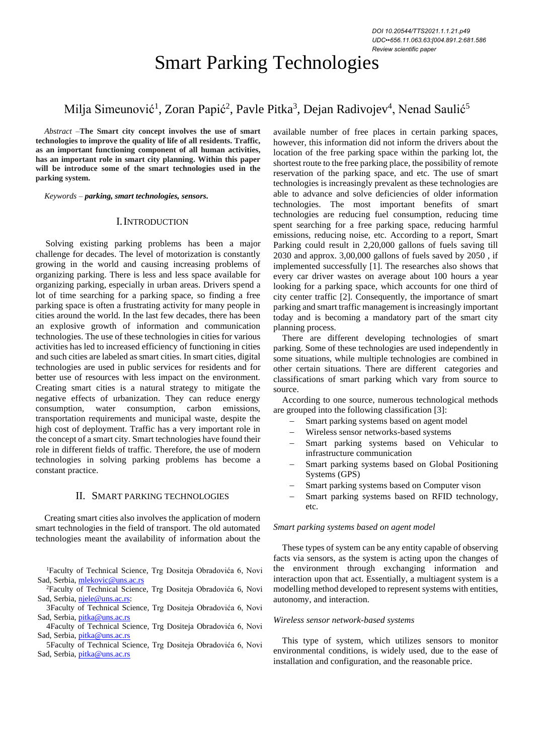DOI 10.20544/TTS2021.1.1.21.p49
UDC••656.11.063.63:[004.891.2:681.586
Review scientific paper

# Smart Parking Technologies

Milja Simeunović[1], Zoran Papić[2], Pavle Pitka[3], Dejan Radivojev[4], Nenad Saulić[5]

*Abstract* –**The Smart city concept involves the use of smart technologies to improve the quality of life of all residents. Traffic, as an important functioning component of all human activities, has an important role in smart city planning. Within this paper will be introduce some of the smart technologies used in the parking system.**

*Keywords* – ***parking, smart technologies, sensors.***

## I. Introduction

Solving existing parking problems has been a major challenge for decades. The level of motorization is constantly growing in the world and causing increasing problems of organizing parking. There is less and less space available for organizing parking, especially in urban areas. Drivers spend a lot of time searching for a parking space, so finding a free parking space is often a frustrating activity for many people in cities around the world. In the last few decades, there has been an explosive growth of information and communication technologies. The use of these technologies in cities for various activities has led to increased efficiency of functioning in cities and such cities are labeled as smart cities. In smart cities, digital technologies are used in public services for residents and for better use of resources with less impact on the environment. Creating smart cities is a natural strategy to mitigate the negative effects of urbanization. They can reduce energy consumption, water consumption, carbon emissions, transportation requirements and municipal waste, despite the high cost of deployment. Traffic has a very important role in the concept of a smart city. Smart technologies have found their role in different fields of traffic. Therefore, the use of modern technologies in solving parking problems has become a constant practice.

## II. Smart Parking Technologies

Creating smart cities also involves the application of modern smart technologies in the field of transport. The old automated technologies meant the availability of information about the available number of free places in certain parking spaces, however, this information did not inform the drivers about the location of the free parking space within the parking lot, the shortest route to the free parking place, the possibility of remote reservation of the parking space, and etc. The use of smart technologies is increasingly prevalent as these technologies are able to advance and solve deficiencies of older information technologies. The most important benefits of smart technologies are reducing fuel consumption, reducing time spent searching for a free parking space, reducing harmful emissions, reducing noise, etc. According to a report, Smart Parking could result in 2,20,000 gallons of fuels saving till 2030 and approx. 3,00,000 gallons of fuels saved by 2050 , if implemented successfully [1]. The researches also shows that every car driver wastes on average about 100 hours a year looking for a parking space, which accounts for one third of city center traffic [2]. Consequently, the importance of smart parking and smart traffic management is increasingly important today and is becoming a mandatory part of the smart city planning process.

There are different developing technologies of smart parking. Some of these technologies are used independently in some situations, while multiple technologies are combined in other certain situations. There are different categories and classifications of smart parking which vary from source to source.

According to one source, numerous technological methods are grouped into the following classification [3]:

- Smart parking systems based on agent model
- Wireless sensor networks-based systems
- Smart parking systems based on Vehicular to infrastructure communication
- Smart parking systems based on Global Positioning Systems (GPS)
- Smart parking systems based on Computer vison
- Smart parking systems based on RFID technology, etc.

### *Smart parking systems based on agent model*

These types of system can be any entity capable of observing facts via sensors, as the system is acting upon the changes of the environment through exchanging information and interaction upon that act. Essentially, a multiagent system is a modelling method developed to represent systems with entities, autonomy, and interaction.

### *Wireless sensor network-based systems*

This type of system, which utilizes sensors to monitor environmental conditions, is widely used, due to the ease of installation and configuration, and the reasonable price.

[1]Faculty of Technical Science, Trg Dositeja Obradovića 6, Novi Sad, Serbia, mlekovic@uns.ac.rs
[2]Faculty of Technical Science, Trg Dositeja Obradovića 6, Novi Sad, Serbia, njele@uns.ac.rs:
3Faculty of Technical Science, Trg Dositeja Obradovića 6, Novi Sad, Serbia, pitka@uns.ac.rs
4Faculty of Technical Science, Trg Dositeja Obradovića 6, Novi Sad, Serbia, pitka@uns.ac.rs
5Faculty of Technical Science, Trg Dositeja Obradovića 6, Novi Sad, Serbia, pitka@uns.ac.rs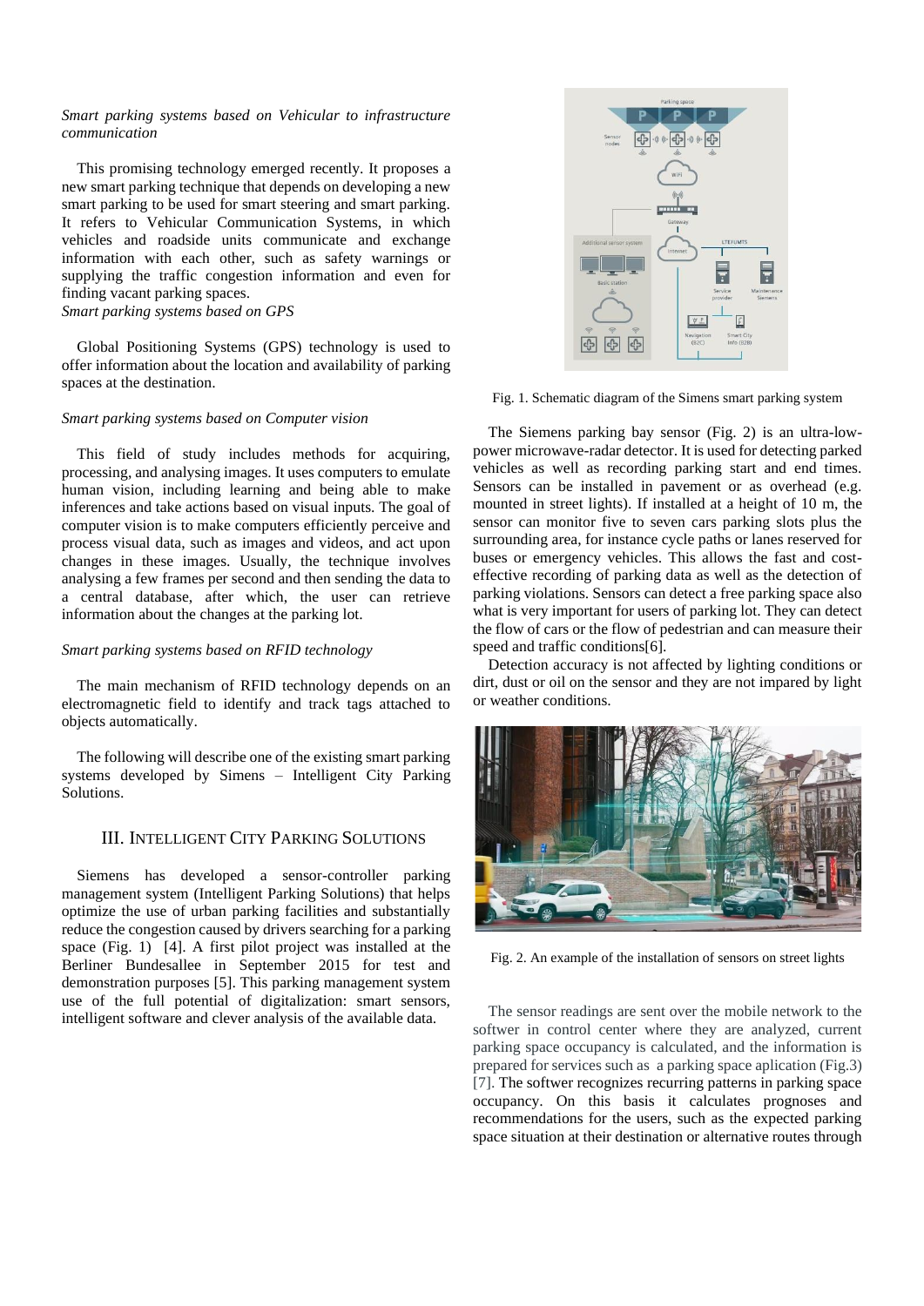*Smart parking systems based on Vehicular to infrastructure communication*

This promising technology emerged recently. It proposes a new smart parking technique that depends on developing a new smart parking to be used for smart steering and smart parking. It refers to Vehicular Communication Systems, in which vehicles and roadside units communicate and exchange information with each other, such as safety warnings or supplying the traffic congestion information and even for finding vacant parking spaces.

*Smart parking systems based on GPS*

Global Positioning Systems (GPS) technology is used to offer information about the location and availability of parking spaces at the destination.

*Smart parking systems based on Computer vision*

This field of study includes methods for acquiring, processing, and analysing images. It uses computers to emulate human vision, including learning and being able to make inferences and take actions based on visual inputs. The goal of computer vision is to make computers efficiently perceive and process visual data, such as images and videos, and act upon changes in these images. Usually, the technique involves analysing a few frames per second and then sending the data to a central database, after which, the user can retrieve information about the changes at the parking lot.

*Smart parking systems based on RFID technology*

The main mechanism of RFID technology depends on an electromagnetic field to identify and track tags attached to objects automatically.

The following will describe one of the existing smart parking systems developed by Simens – Intelligent City Parking Solutions.

## III. Intelligent City Parking Solutions

Siemens has developed a sensor-controller parking management system (Intelligent Parking Solutions) that helps optimize the use of urban parking facilities and substantially reduce the congestion caused by drivers searching for a parking space (Fig. 1) [4]. A first pilot project was installed at the Berliner Bundesallee in September 2015 for test and demonstration purposes [5]. This parking management system use of the full potential of digitalization: smart sensors, intelligent software and clever analysis of the available data.

Fig. 1. Schematic diagram of the Simens smart parking system

The Siemens parking bay sensor (Fig. 2) is an ultra-low-power microwave-radar detector. It is used for detecting parked vehicles as well as recording parking start and end times. Sensors can be installed in pavement or as overhead (e.g. mounted in street lights). If installed at a height of 10 m, the sensor can monitor five to seven cars parking slots plus the surrounding area, for instance cycle paths or lanes reserved for buses or emergency vehicles. This allows the fast and cost-effective recording of parking data as well as the detection of parking violations. Sensors can detect a free parking space also what is very important for users of parking lot. They can detect the flow of cars or the flow of pedestrian and can measure their speed and traffic conditions[6].

Detection accuracy is not affected by lighting conditions or dirt, dust or oil on the sensor and they are not impared by light or weather conditions.

Fig. 2. An example of the installation of sensors on street lights

The sensor readings are sent over the mobile network to the softwer in control center where they are analyzed, current parking space occupancy is calculated, and the information is prepared for services such as a parking space aplication (Fig.3) [7]. The softwer recognizes recurring patterns in parking space occupancy. On this basis it calculates prognoses and recommendations for the users, such as the expected parking space situation at their destination or alternative routes through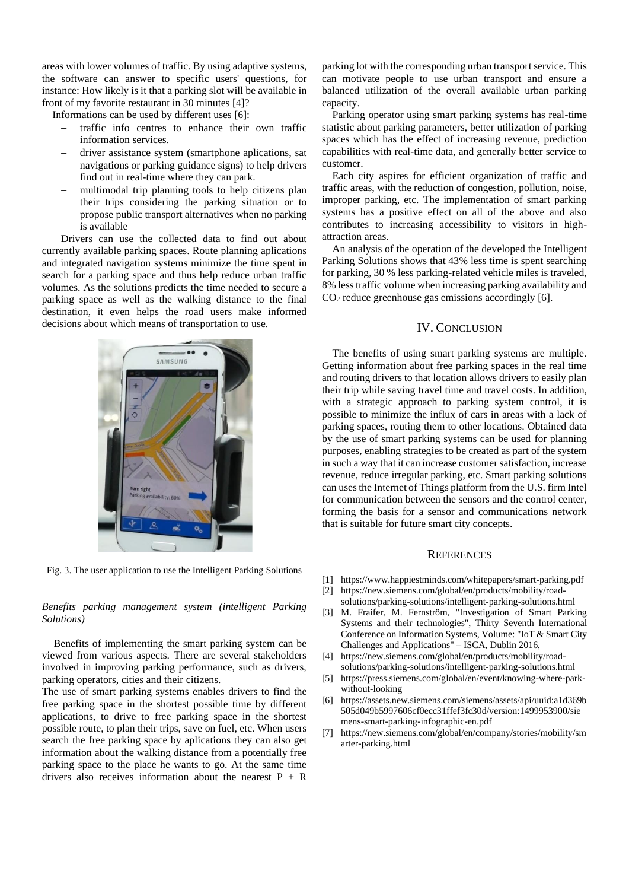areas with lower volumes of traffic. By using adaptive systems, the software can answer to specific users' questions, for instance: How likely is it that a parking slot will be available in front of my favorite restaurant in 30 minutes [4]?

Informations can be used by different uses [6]:

- traffic info centres to enhance their own traffic information services.
- driver assistance system (smartphone aplications, sat navigations or parking guidance signs) to help drivers find out in real-time where they can park.
- multimodal trip planning tools to help citizens plan their trips considering the parking situation or to propose public transport alternatives when no parking is available

Drivers can use the collected data to find out about currently available parking spaces. Route planning aplications and integrated navigation systems minimize the time spent in search for a parking space and thus help reduce urban traffic volumes. As the solutions predicts the time needed to secure a parking space as well as the walking distance to the final destination, it even helps the road users make informed decisions about which means of transportation to use.

Fig. 3. The user application to use the Intelligent Parking Solutions

*Benefits parking management system (intelligent Parking Solutions)*

Benefits of implementing the smart parking system can be viewed from various aspects. There are several stakeholders involved in improving parking performance, such as drivers, parking operators, cities and their citizens.

The use of smart parking systems enables drivers to find the free parking space in the shortest possible time by different applications, to drive to free parking space in the shortest possible route, to plan their trips, save on fuel, etc. When users search the free parking space by aplications they can also get information about the walking distance from a potentially free parking space to the place he wants to go. At the same time drivers also receives information about the nearest P + R parking lot with the corresponding urban transport service. This can motivate people to use urban transport and ensure a balanced utilization of the overall available urban parking capacity.

Parking operator using smart parking systems has real-time statistic about parking parameters, better utilization of parking spaces which has the effect of increasing revenue, prediction capabilities with real-time data, and generally better service to customer.

Each city aspires for efficient organization of traffic and traffic areas, with the reduction of congestion, pollution, noise, improper parking, etc. The implementation of smart parking systems has a positive effect on all of the above and also contributes to increasing accessibility to visitors in high-attraction areas.

An analysis of the operation of the developed the Intelligent Parking Solutions shows that 43% less time is spent searching for parking, 30 % less parking-related vehicle miles is traveled, 8% less traffic volume when increasing parking availability and $CO_2$ reduce greenhouse gas emissions accordingly [6].

## IV. Conclusion

The benefits of using smart parking systems are multiple. Getting information about free parking spaces in the real time and routing drivers to that location allows drivers to easily plan their trip while saving travel time and travel costs. In addition, with a strategic approach to parking system control, it is possible to minimize the influx of cars in areas with a lack of parking spaces, routing them to other locations. Obtained data by the use of smart parking systems can be used for planning purposes, enabling strategies to be created as part of the system in such a way that it can increase customer satisfaction, increase revenue, reduce irregular parking, etc. Smart parking solutions can uses the Internet of Things platform from the U.S. firm Intel for communication between the sensors and the control center, forming the basis for a sensor and communications network that is suitable for future smart city concepts.

## References

[1] https://www.happiestminds.com/whitepapers/smart-parking.pdf

[2] https://new.siemens.com/global/en/products/mobility/road-solutions/parking-solutions/intelligent-parking-solutions.html

[3] M. Fraifer, M. Fernström, "Investigation of Smart Parking Systems and their technologies", Thirty Seventh International Conference on Information Systems, Volume: "IoT & Smart City Challenges and Applications" – ISCA, Dublin 2016,

[4] https://new.siemens.com/global/en/products/mobility/road-solutions/parking-solutions/intelligent-parking-solutions.html

[5] https://press.siemens.com/global/en/event/knowing-where-park-without-looking

[6] https://assets.new.siemens.com/siemens/assets/api/uuid:a1d369b505d049b5997606cf0ecc31ffef3fc30d/version:1499953900/siemens-smart-parking-infographic-en.pdf

[7] https://new.siemens.com/global/en/company/stories/mobility/smarter-parking.html